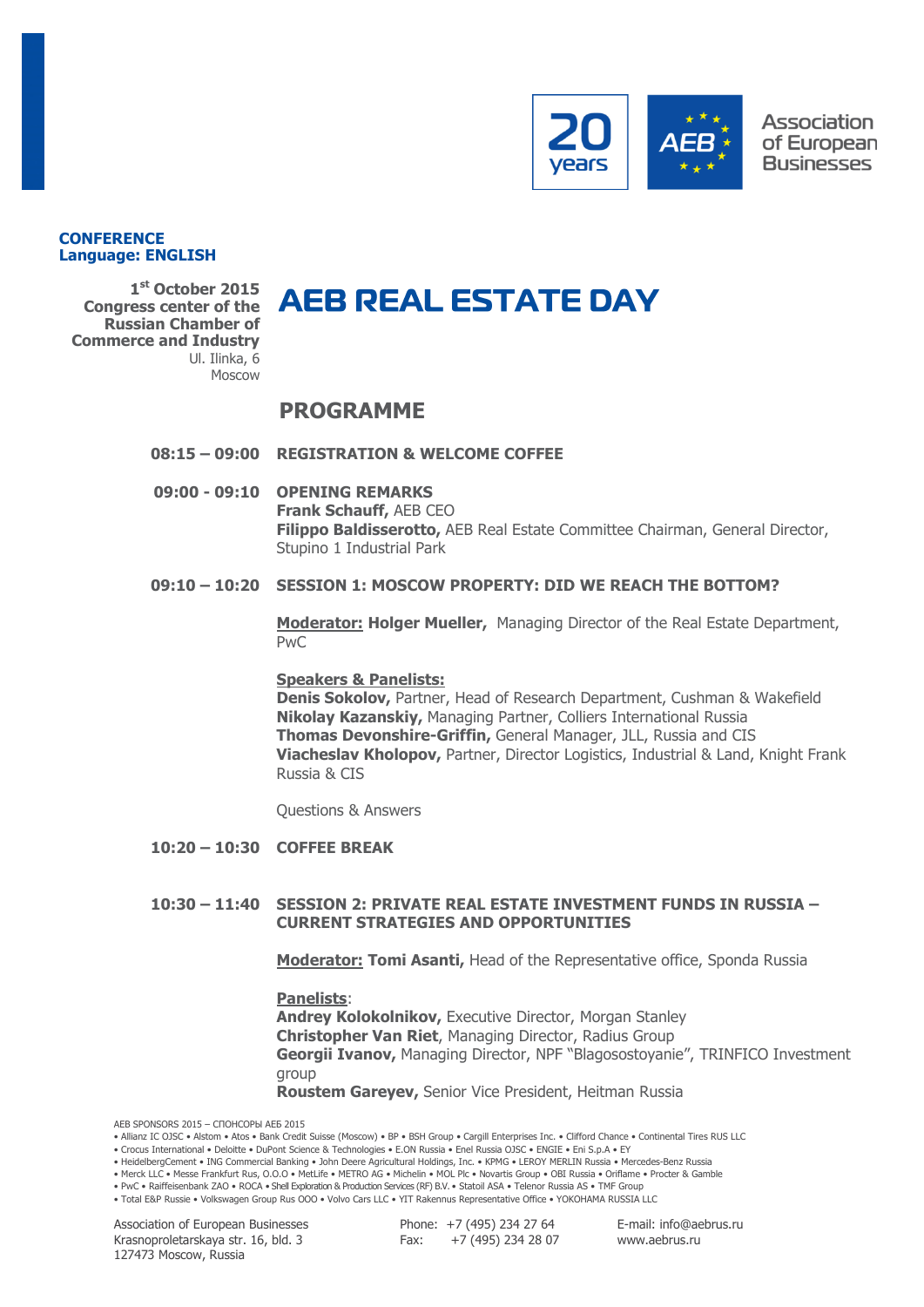Association of European Businesses

20 years

**CONFERENCE**
**Language: ENGLISH**

**1st October 2015**
**Congress center of the Russian Chamber of Commerce and Industry**
Ul. Ilinka, 6
Moscow

# AEB REAL ESTATE DAY

## PROGRAMME

**08:15 – 09:00 REGISTRATION & WELCOME COFFEE**

**09:00 - 09:10 OPENING REMARKS**

**Frank Schauff,** AEB CEO
**Filippo Baldisserotto,** AEB Real Estate Committee Chairman, General Director, Stupino 1 Industrial Park

**09:10 – 10:20 SESSION 1: MOSCOW PROPERTY: DID WE REACH THE BOTTOM?**

**Moderator: Holger Mueller,** Managing Director of the Real Estate Department, PwC

**Speakers & Panelists:**
**Denis Sokolov,** Partner, Head of Research Department, Cushman & Wakefield
**Nikolay Kazanskiy,** Managing Partner, Colliers International Russia
**Thomas Devonshire-Griffin,** General Manager, JLL, Russia and CIS
**Viacheslav Kholopov,** Partner, Director Logistics, Industrial & Land, Knight Frank Russia & CIS

Questions & Answers

**10:20 – 10:30 COFFEE BREAK**

**10:30 – 11:40 SESSION 2: PRIVATE REAL ESTATE INVESTMENT FUNDS IN RUSSIA – CURRENT STRATEGIES AND OPPORTUNITIES**

**Moderator: Tomi Asanti,** Head of the Representative office, Sponda Russia

**Panelists**:
**Andrey Kolokolnikov,** Executive Director, Morgan Stanley
**Christopher Van Riet**, Managing Director, Radius Group
**Georgii Ivanov,** Managing Director, NPF "Blagosostoyanie", TRINFICO Investment group
**Roustem Gareyev,** Senior Vice President, Heitman Russia

AEB SPONSORS 2015 – СПОНСОРЫ АЕБ 2015
• Allianz IC OJSC • Alstom • Atos • Bank Credit Suisse (Moscow) • BP • BSH Group • Cargill Enterprises Inc. • Clifford Chance • Continental Tires RUS LLC
• Crocus International • Deloitte • DuPont Science & Technologies • E.ON Russia • Enel Russia OJSC • ENGIE • Eni S.p.A • EY
• HeidelbergCement • ING Commercial Banking • John Deere Agricultural Holdings, Inc. • KPMG • LEROY MERLIN Russia • Mercedes-Benz Russia
• Merck LLC • Messe Frankfurt Rus, O.O.O • MetLife • METRO AG • Michelin • MOL Plc • Novartis Group • OBI Russia • Oriflame • Procter & Gamble
• PwC • Raiffeisenbank ZAO • ROCA • Shell Exploration & Production Services (RF) B.V. • Statoil ASA • Telenor Russia AS • TMF Group
• Total E&P Russie • Volkswagen Group Rus OOO • Volvo Cars LLC • YIT Rakennus Representative Office • YOKOHAMA RUSSIA LLC

Association of European Businesses
Krasnoproletarskaya str. 16, bld. 3
127473 Moscow, Russia

Phone: +7 (495) 234 27 64
Fax: +7 (495) 234 28 07

E-mail: info@aebrus.ru
www.aebrus.ru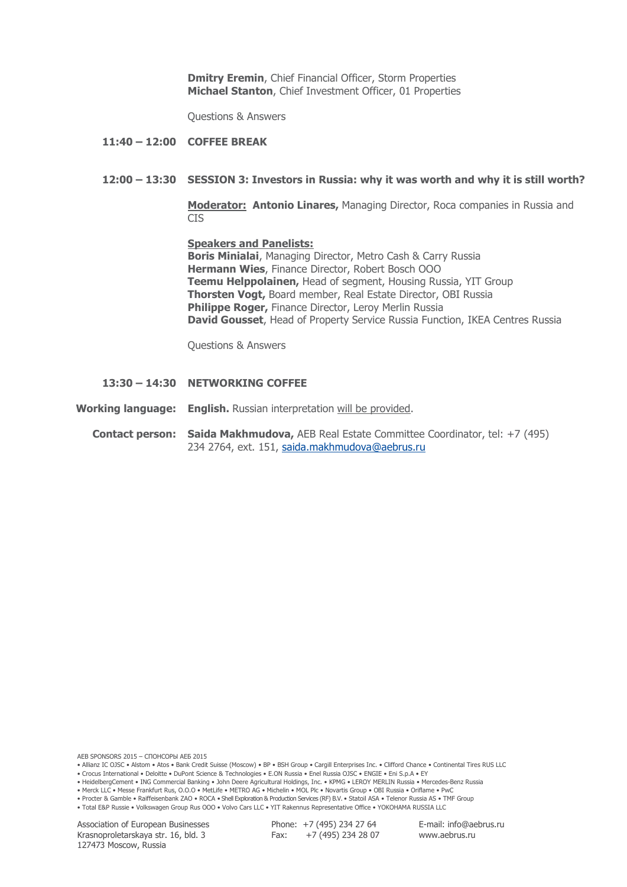**Dmitry Eremin**, Chief Financial Officer, Storm Properties
**Michael Stanton**, Chief Investment Officer, 01 Properties

Questions & Answers

**11:40 – 12:00 COFFEE BREAK**

**12:00 – 13:30 SESSION 3: Investors in Russia: why it was worth and why it is still worth?**

**Moderator:** **Antonio Linares,** Managing Director, Roca companies in Russia and CIS

**Speakers and Panelists:**
**Boris Minialai**, Managing Director, Metro Cash & Carry Russia
**Hermann Wies**, Finance Director, Robert Bosch OOO
**Teemu Helppolainen,** Head of segment, Housing Russia, YIT Group
**Thorsten Vogt,** Board member, Real Estate Director, OBI Russia
**Philippe Roger,** Finance Director, Leroy Merlin Russia
**David Gousset**, Head of Property Service Russia Function, IKEA Centres Russia

Questions & Answers

**13:30 – 14:30 NETWORKING COFFEE**

**Working language:** **English.** Russian interpretation will be provided.

**Contact person:** **Saida Makhmudova,** AEB Real Estate Committee Coordinator, tel: +7 (495) 234 2764, ext. 151, saida.makhmudova@aebrus.ru

AEB SPONSORS 2015 – СПОНСОРЫ АЕБ 2015
• Allianz IC OJSC • Alstom • Atos • Bank Credit Suisse (Moscow) • BP • BSH Group • Cargill Enterprises Inc. • Clifford Chance • Continental Tires RUS LLC
• Crocus International • Deloitte • DuPont Science & Technologies • E.ON Russia • Enel Russia OJSC • ENGIE • Eni S.p.A • EY
• HeidelbergCement • ING Commercial Banking • John Deere Agricultural Holdings, Inc. • KPMG • LEROY MERLIN Russia • Mercedes-Benz Russia
• Merck LLC • Messe Frankfurt Rus, O.O.O • MetLife • METRO AG • Michelin • MOL Plc • Novartis Group • OBI Russia • Oriflame • PwC
• Procter & Gamble • Raiffeisenbank ZAO • ROCA • Shell Exploration & Production Services (RF) B.V. • Statoil ASA • Telenor Russia AS • TMF Group
• Total E&P Russie • Volkswagen Group Rus OOO • Volvo Cars LLC • YIT Rakennus Representative Office • YOKOHAMA RUSSIA LLC

Association of European Businesses
Krasnoproletarskaya str. 16, bld. 3
127473 Moscow, Russia

Phone: +7 (495) 234 27 64
Fax: +7 (495) 234 28 07

E-mail: info@aebrus.ru
www.aebrus.ru